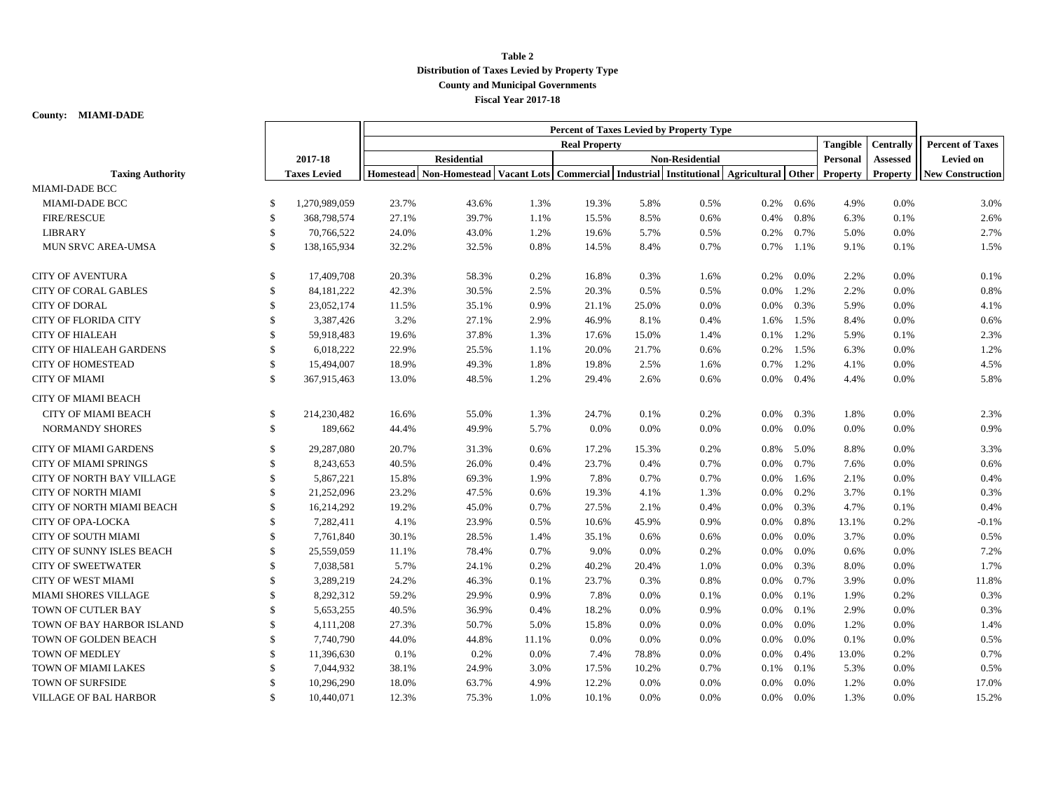**Table 2**
**Distribution of Taxes Levied by Property Type**
**County and Municipal Governments**
**Fiscal Year 2017-18**

**County: MIAMI-DADE**

| | | Percent of Taxes Levied by Property Type | | | | | | | | | | | |
|---|---|---|---|---|---|---|---|---|---|---|---|---|---|
| | | Real Property | | | | | | | | | Tangible | Centrally | Percent of Taxes |
| | 2017-18 | Residential | | | Non-Residential | | | | | | Personal | Assessed | Levied on |
| Taxing Authority | Taxes Levied | Homestead | Non-Homestead | Vacant Lots | Commercial | Industrial | Institutional | Agricultural | Other | | Property | Property | New Construction |
| MIAMI-DADE BCC | | | | | | | | | | | | | |
| MIAMI-DADE BCC | $ 1,270,989,059 | 23.7% | 43.6% | 1.3% | 19.3% | 5.8% | 0.5% | 0.2% | 0.6% | | 4.9% | 0.0% | 3.0% |
| FIRE/RESCUE | $ 368,798,574 | 27.1% | 39.7% | 1.1% | 15.5% | 8.5% | 0.6% | 0.4% | 0.8% | | 6.3% | 0.1% | 2.6% |
| LIBRARY | $ 70,766,522 | 24.0% | 43.0% | 1.2% | 19.6% | 5.7% | 0.5% | 0.2% | 0.7% | | 5.0% | 0.0% | 2.7% |
| MUN SRVC AREA-UMSA | $ 138,165,934 | 32.2% | 32.5% | 0.8% | 14.5% | 8.4% | 0.7% | 0.7% | 1.1% | | 9.1% | 0.1% | 1.5% |
| CITY OF AVENTURA | $ 17,409,708 | 20.3% | 58.3% | 0.2% | 16.8% | 0.3% | 1.6% | 0.2% | 0.0% | | 2.2% | 0.0% | 0.1% |
| CITY OF CORAL GABLES | $ 84,181,222 | 42.3% | 30.5% | 2.5% | 20.3% | 0.5% | 0.5% | 0.0% | 1.2% | | 2.2% | 0.0% | 0.8% |
| CITY OF DORAL | $ 23,052,174 | 11.5% | 35.1% | 0.9% | 21.1% | 25.0% | 0.0% | 0.0% | 0.3% | | 5.9% | 0.0% | 4.1% |
| CITY OF FLORIDA CITY | $ 3,387,426 | 3.2% | 27.1% | 2.9% | 46.9% | 8.1% | 0.4% | 1.6% | 1.5% | | 8.4% | 0.0% | 0.6% |
| CITY OF HIALEAH | $ 59,918,483 | 19.6% | 37.8% | 1.3% | 17.6% | 15.0% | 1.4% | 0.1% | 1.2% | | 5.9% | 0.1% | 2.3% |
| CITY OF HIALEAH GARDENS | $ 6,018,222 | 22.9% | 25.5% | 1.1% | 20.0% | 21.7% | 0.6% | 0.2% | 1.5% | | 6.3% | 0.0% | 1.2% |
| CITY OF HOMESTEAD | $ 15,494,007 | 18.9% | 49.3% | 1.8% | 19.8% | 2.5% | 1.6% | 0.7% | 1.2% | | 4.1% | 0.0% | 4.5% |
| CITY OF MIAMI | $ 367,915,463 | 13.0% | 48.5% | 1.2% | 29.4% | 2.6% | 0.6% | 0.0% | 0.4% | | 4.4% | 0.0% | 5.8% |
| CITY OF MIAMI BEACH | | | | | | | | | | | | | |
| CITY OF MIAMI BEACH | $ 214,230,482 | 16.6% | 55.0% | 1.3% | 24.7% | 0.1% | 0.2% | 0.0% | 0.3% | | 1.8% | 0.0% | 2.3% |
| NORMANDY SHORES | $ 189,662 | 44.4% | 49.9% | 5.7% | 0.0% | 0.0% | 0.0% | 0.0% | 0.0% | | 0.0% | 0.0% | 0.9% |
| CITY OF MIAMI GARDENS | $ 29,287,080 | 20.7% | 31.3% | 0.6% | 17.2% | 15.3% | 0.2% | 0.8% | 5.0% | | 8.8% | 0.0% | 3.3% |
| CITY OF MIAMI SPRINGS | $ 8,243,653 | 40.5% | 26.0% | 0.4% | 23.7% | 0.4% | 0.7% | 0.0% | 0.7% | | 7.6% | 0.0% | 0.6% |
| CITY OF NORTH BAY VILLAGE | $ 5,867,221 | 15.8% | 69.3% | 1.9% | 7.8% | 0.7% | 0.7% | 0.0% | 1.6% | | 2.1% | 0.0% | 0.4% |
| CITY OF NORTH MIAMI | $ 21,252,096 | 23.2% | 47.5% | 0.6% | 19.3% | 4.1% | 1.3% | 0.0% | 0.2% | | 3.7% | 0.1% | 0.3% |
| CITY OF NORTH MIAMI BEACH | $ 16,214,292 | 19.2% | 45.0% | 0.7% | 27.5% | 2.1% | 0.4% | 0.0% | 0.3% | | 4.7% | 0.1% | 0.4% |
| CITY OF OPA-LOCKA | $ 7,282,411 | 4.1% | 23.9% | 0.5% | 10.6% | 45.9% | 0.9% | 0.0% | 0.8% | | 13.1% | 0.2% | -0.1% |
| CITY OF SOUTH MIAMI | $ 7,761,840 | 30.1% | 28.5% | 1.4% | 35.1% | 0.6% | 0.6% | 0.0% | 0.0% | | 3.7% | 0.0% | 0.5% |
| CITY OF SUNNY ISLES BEACH | $ 25,559,059 | 11.1% | 78.4% | 0.7% | 9.0% | 0.0% | 0.2% | 0.0% | 0.0% | | 0.6% | 0.0% | 7.2% |
| CITY OF SWEETWATER | $ 7,038,581 | 5.7% | 24.1% | 0.2% | 40.2% | 20.4% | 1.0% | 0.0% | 0.3% | | 8.0% | 0.0% | 1.7% |
| CITY OF WEST MIAMI | $ 3,289,219 | 24.2% | 46.3% | 0.1% | 23.7% | 0.3% | 0.8% | 0.0% | 0.7% | | 3.9% | 0.0% | 11.8% |
| MIAMI SHORES VILLAGE | $ 8,292,312 | 59.2% | 29.9% | 0.9% | 7.8% | 0.0% | 0.1% | 0.0% | 0.1% | | 1.9% | 0.2% | 0.3% |
| TOWN OF CUTLER BAY | $ 5,653,255 | 40.5% | 36.9% | 0.4% | 18.2% | 0.0% | 0.9% | 0.0% | 0.1% | | 2.9% | 0.0% | 0.3% |
| TOWN OF BAY HARBOR ISLAND | $ 4,111,208 | 27.3% | 50.7% | 5.0% | 15.8% | 0.0% | 0.0% | 0.0% | 0.0% | | 1.2% | 0.0% | 1.4% |
| TOWN OF GOLDEN BEACH | $ 7,740,790 | 44.0% | 44.8% | 11.1% | 0.0% | 0.0% | 0.0% | 0.0% | 0.0% | | 0.1% | 0.0% | 0.5% |
| TOWN OF MEDLEY | $ 11,396,630 | 0.1% | 0.2% | 0.0% | 7.4% | 78.8% | 0.0% | 0.0% | 0.4% | | 13.0% | 0.2% | 0.7% |
| TOWN OF MIAMI LAKES | $ 7,044,932 | 38.1% | 24.9% | 3.0% | 17.5% | 10.2% | 0.7% | 0.1% | 0.1% | | 5.3% | 0.0% | 0.5% |
| TOWN OF SURFSIDE | $ 10,296,290 | 18.0% | 63.7% | 4.9% | 12.2% | 0.0% | 0.0% | 0.0% | 0.0% | | 1.2% | 0.0% | 17.0% |
| VILLAGE OF BAL HARBOR | $ 10,440,071 | 12.3% | 75.3% | 1.0% | 10.1% | 0.0% | 0.0% | 0.0% | 0.0% | | 1.3% | 0.0% | 15.2% |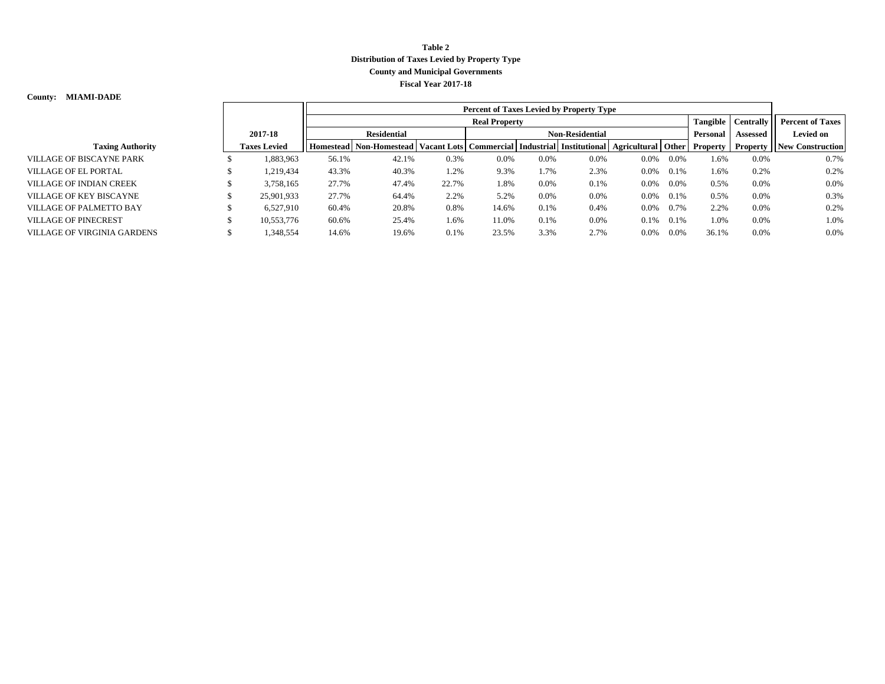**Table 2**
**Distribution of Taxes Levied by Property Type**
**County and Municipal Governments**
**Fiscal Year 2017-18**

**County: MIAMI-DADE**

| | | Percent of Taxes Levied by Property Type | | | | | | | | | | | |
|---|---|---|---|---|---|---|---|---|---|---|---|---|---|
| | | Real Property | | | | | | | | | Tangible | Centrally | Percent of Taxes |
| | 2017-18 | Residential | | | Non-Residential | | | | | | Personal | Assessed | Levied on |
| Taxing Authority | Taxes Levied | Homestead | Non-Homestead | Vacant Lots | Commercial | Industrial | Institutional | Agricultural | Other | | Property | Property | New Construction |
| VILLAGE OF BISCAYNE PARK | $ 1,883,963 | 56.1% | 42.1% | 0.3% | 0.0% | 0.0% | 0.0% | 0.0% | 0.0% | | 1.6% | 0.0% | 0.7% |
| VILLAGE OF EL PORTAL | $ 1,219,434 | 43.3% | 40.3% | 1.2% | 9.3% | 1.7% | 2.3% | 0.0% | 0.1% | | 1.6% | 0.2% | 0.2% |
| VILLAGE OF INDIAN CREEK | $ 3,758,165 | 27.7% | 47.4% | 22.7% | 1.8% | 0.0% | 0.1% | 0.0% | 0.0% | | 0.5% | 0.0% | 0.0% |
| VILLAGE OF KEY BISCAYNE | $ 25,901,933 | 27.7% | 64.4% | 2.2% | 5.2% | 0.0% | 0.0% | 0.0% | 0.1% | | 0.5% | 0.0% | 0.3% |
| VILLAGE OF PALMETTO BAY | $ 6,527,910 | 60.4% | 20.8% | 0.8% | 14.6% | 0.1% | 0.4% | 0.0% | 0.7% | | 2.2% | 0.0% | 0.2% |
| VILLAGE OF PINECREST | $ 10,553,776 | 60.6% | 25.4% | 1.6% | 11.0% | 0.1% | 0.0% | 0.1% | 0.1% | | 1.0% | 0.0% | 1.0% |
| VILLAGE OF VIRGINIA GARDENS | $ 1,348,554 | 14.6% | 19.6% | 0.1% | 23.5% | 3.3% | 2.7% | 0.0% | 0.0% | | 36.1% | 0.0% | 0.0% |